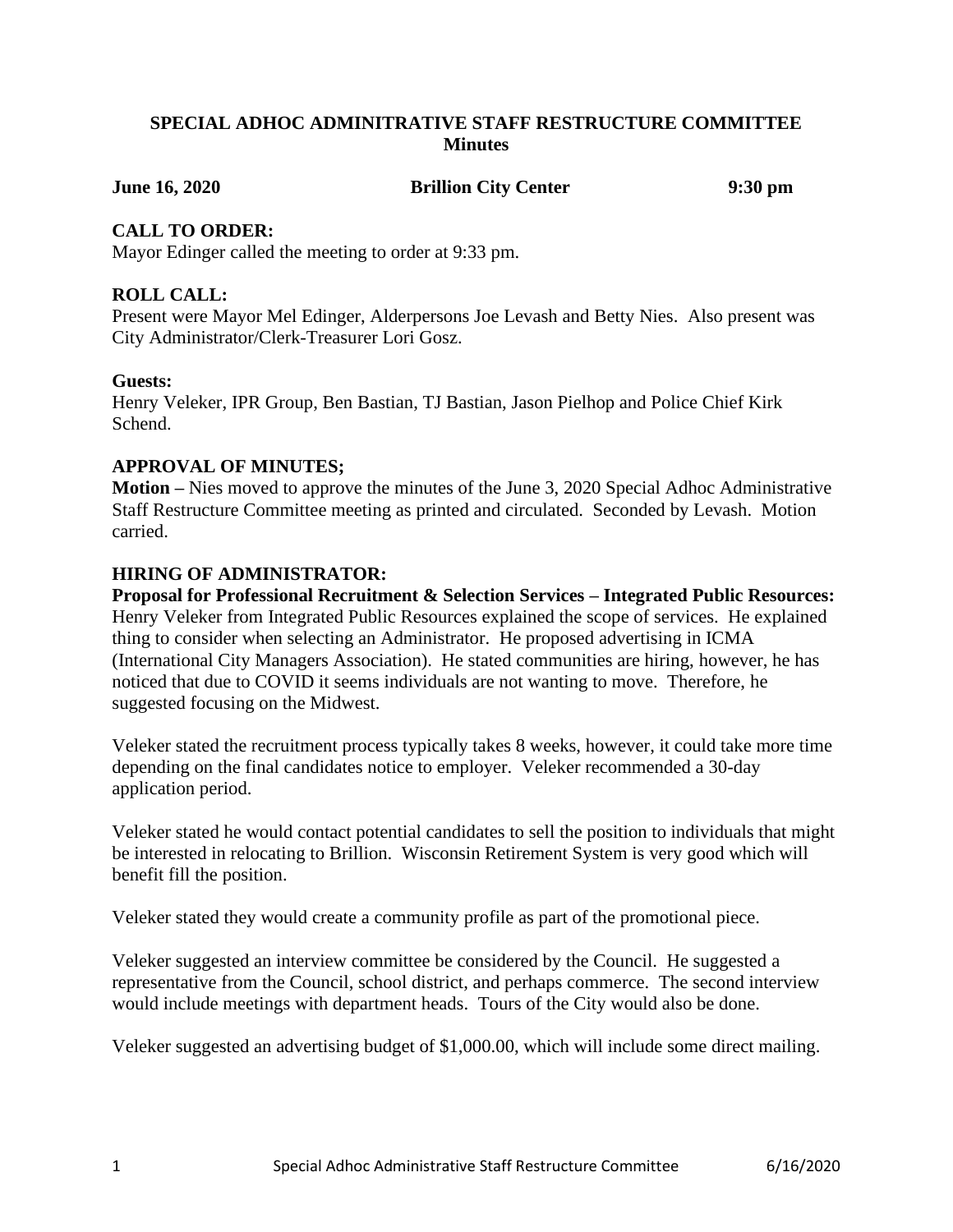**SPECIAL ADHOC ADMINITRATIVE STAFF RESTRUCTURE COMMITTEE**
**Minutes**

**June 16, 2020** **Brillion City Center** **9:30 pm**

## CALL TO ORDER:

Mayor Edinger called the meeting to order at 9:33 pm.

## ROLL CALL:

Present were Mayor Mel Edinger, Alderpersons Joe Levash and Betty Nies. Also present was City Administrator/Clerk-Treasurer Lori Gosz.

**Guests:**

Henry Veleker, IPR Group, Ben Bastian, TJ Bastian, Jason Pielhop and Police Chief Kirk Schend.

## APPROVAL OF MINUTES;

**Motion –** Nies moved to approve the minutes of the June 3, 2020 Special Adhoc Administrative Staff Restructure Committee meeting as printed and circulated. Seconded by Levash. Motion carried.

## HIRING OF ADMINISTRATOR:

**Proposal for Professional Recruitment & Selection Services – Integrated Public Resources:** Henry Veleker from Integrated Public Resources explained the scope of services. He explained thing to consider when selecting an Administrator. He proposed advertising in ICMA (International City Managers Association). He stated communities are hiring, however, he has noticed that due to COVID it seems individuals are not wanting to move. Therefore, he suggested focusing on the Midwest.

Veleker stated the recruitment process typically takes 8 weeks, however, it could take more time depending on the final candidates notice to employer. Veleker recommended a 30-day application period.

Veleker stated he would contact potential candidates to sell the position to individuals that might be interested in relocating to Brillion. Wisconsin Retirement System is very good which will benefit fill the position.

Veleker stated they would create a community profile as part of the promotional piece.

Veleker suggested an interview committee be considered by the Council. He suggested a representative from the Council, school district, and perhaps commerce. The second interview would include meetings with department heads. Tours of the City would also be done.

Veleker suggested an advertising budget of $1,000.00, which will include some direct mailing.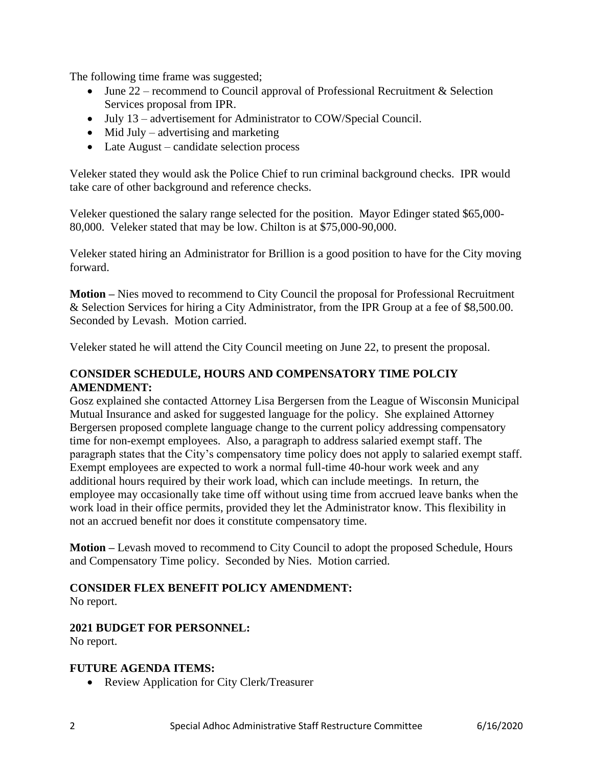The following time frame was suggested;

- June 22 – recommend to Council approval of Professional Recruitment & Selection Services proposal from IPR.
- July 13 – advertisement for Administrator to COW/Special Council.
- Mid July – advertising and marketing
- Late August – candidate selection process

Veleker stated they would ask the Police Chief to run criminal background checks. IPR would take care of other background and reference checks.

Veleker questioned the salary range selected for the position. Mayor Edinger stated $65,000-80,000. Veleker stated that may be low. Chilton is at $75,000-90,000.

Veleker stated hiring an Administrator for Brillion is a good position to have for the City moving forward.

**Motion –** Nies moved to recommend to City Council the proposal for Professional Recruitment & Selection Services for hiring a City Administrator, from the IPR Group at a fee of $8,500.00. Seconded by Levash. Motion carried.

Veleker stated he will attend the City Council meeting on June 22, to present the proposal.

**CONSIDER SCHEDULE, HOURS AND COMPENSATORY TIME POLCIY AMENDMENT:**

Gosz explained she contacted Attorney Lisa Bergersen from the League of Wisconsin Municipal Mutual Insurance and asked for suggested language for the policy. She explained Attorney Bergersen proposed complete language change to the current policy addressing compensatory time for non-exempt employees. Also, a paragraph to address salaried exempt staff. The paragraph states that the City's compensatory time policy does not apply to salaried exempt staff. Exempt employees are expected to work a normal full-time 40-hour work week and any additional hours required by their work load, which can include meetings. In return, the employee may occasionally take time off without using time from accrued leave banks when the work load in their office permits, provided they let the Administrator know. This flexibility in not an accrued benefit nor does it constitute compensatory time.

**Motion –** Levash moved to recommend to City Council to adopt the proposed Schedule, Hours and Compensatory Time policy. Seconded by Nies. Motion carried.

**CONSIDER FLEX BENEFIT POLICY AMENDMENT:**

No report.

**2021 BUDGET FOR PERSONNEL:**

No report.

**FUTURE AGENDA ITEMS:**

- Review Application for City Clerk/Treasurer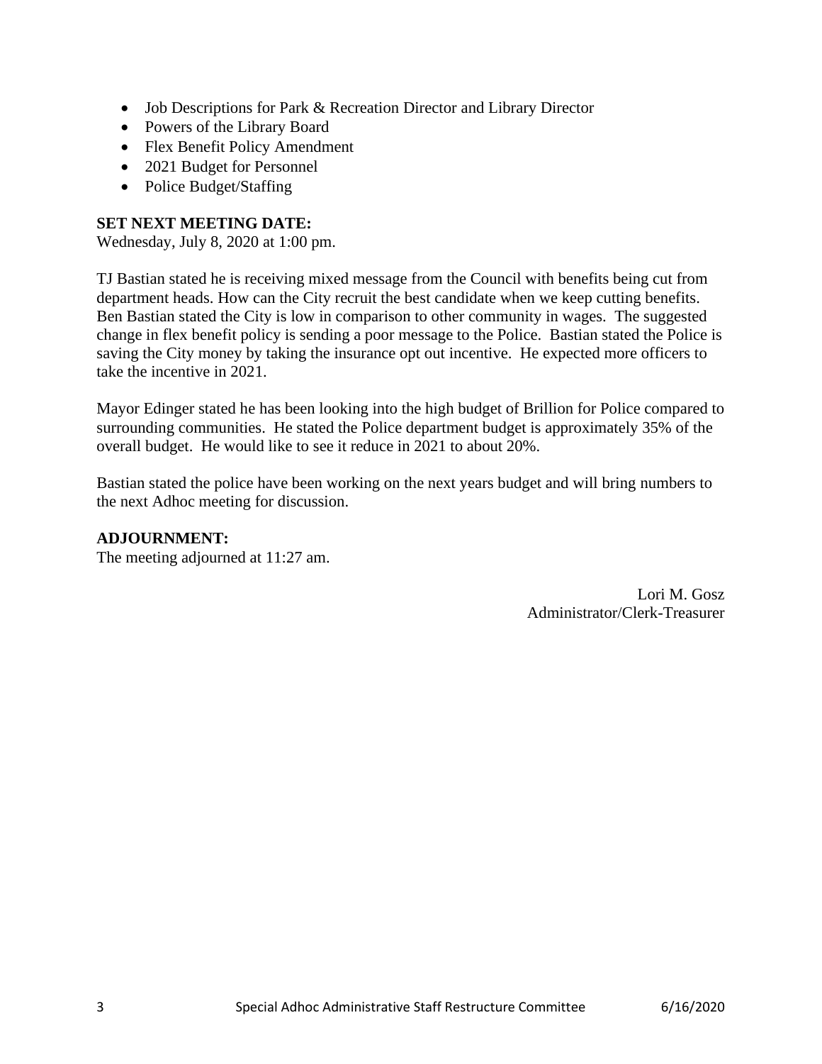- Job Descriptions for Park & Recreation Director and Library Director
- Powers of the Library Board
- Flex Benefit Policy Amendment
- 2021 Budget for Personnel
- Police Budget/Staffing

**SET NEXT MEETING DATE:**
Wednesday, July 8, 2020 at 1:00 pm.

TJ Bastian stated he is receiving mixed message from the Council with benefits being cut from department heads. How can the City recruit the best candidate when we keep cutting benefits. Ben Bastian stated the City is low in comparison to other community in wages. The suggested change in flex benefit policy is sending a poor message to the Police. Bastian stated the Police is saving the City money by taking the insurance opt out incentive. He expected more officers to take the incentive in 2021.

Mayor Edinger stated he has been looking into the high budget of Brillion for Police compared to surrounding communities. He stated the Police department budget is approximately 35% of the overall budget. He would like to see it reduce in 2021 to about 20%.

Bastian stated the police have been working on the next years budget and will bring numbers to the next Adhoc meeting for discussion.

**ADJOURNMENT:**
The meeting adjourned at 11:27 am.

Lori M. Gosz
Administrator/Clerk-Treasurer